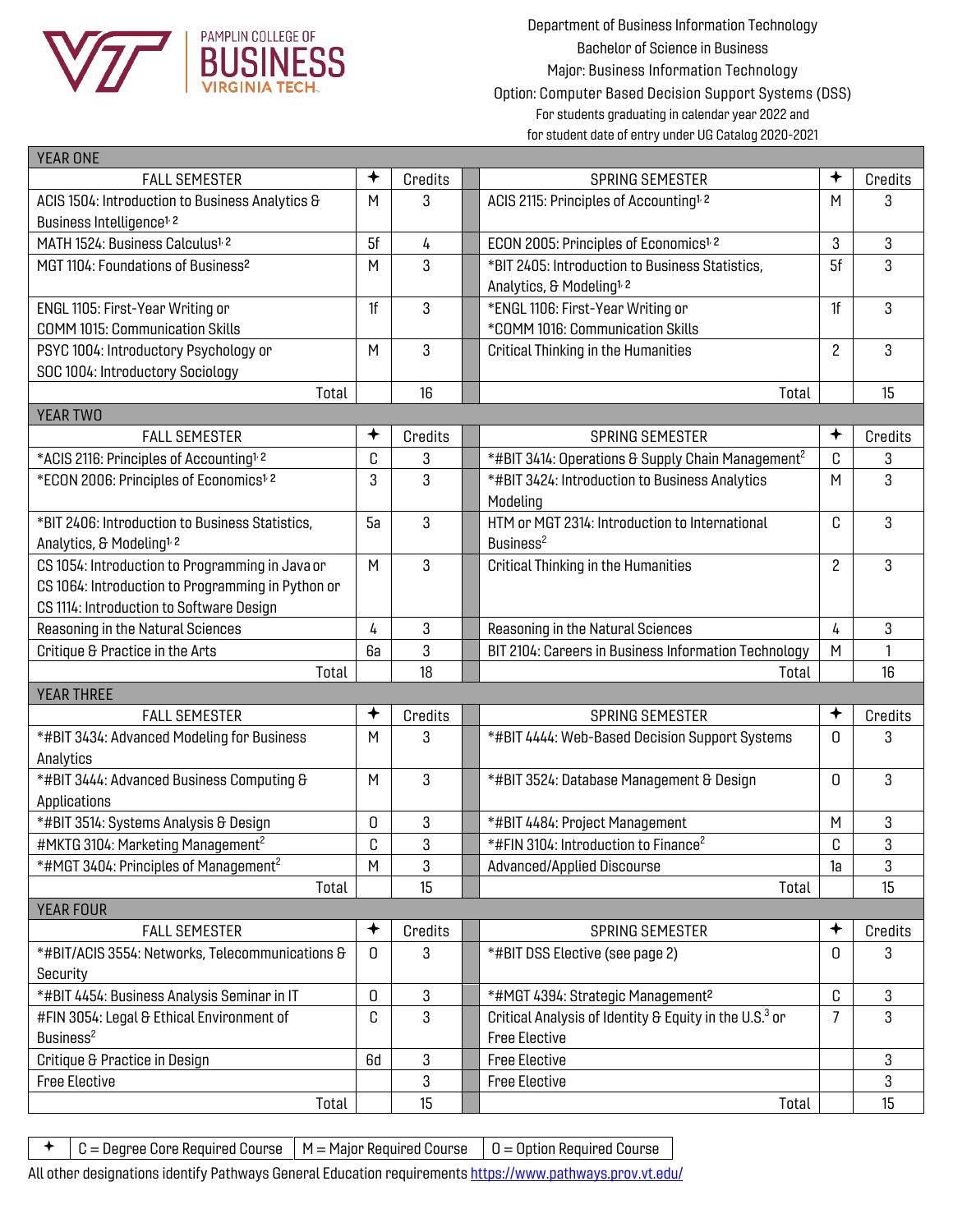PAMPLIN COLLEGE OF BUSINESS VIRGINIA TECH

Department of Business Information Technology
Bachelor of Science in Business
Major: Business Information Technology
Option: Computer Based Decision Support Systems (DSS)
For students graduating in calendar year 2022 and
for student date of entry under UG Catalog 2020-2021

| YEAR ONE | | | | | |
|---|---|---|---|---|---|
| FALL SEMESTER | ✦ | Credits | SPRING SEMESTER | ✦ | Credits |
| ACIS 1504: Introduction to Business Analytics & Business Intelligence[1, 2] | M | 3 | ACIS 2115: Principles of Accounting[1, 2] | M | 3 |
| MATH 1524: Business Calculus[1, 2] | 5f | 4 | ECON 2005: Principles of Economics[1, 2] | 3 | 3 |
| MGT 1104: Foundations of Business[2] | M | 3 | *BIT 2405: Introduction to Business Statistics, Analytics, & Modeling[1, 2] | 5f | 3 |
| ENGL 1105: First-Year Writing or COMM 1015: Communication Skills | 1f | 3 | *ENGL 1106: First-Year Writing or *COMM 1016: Communication Skills | 1f | 3 |
| PSYC 1004: Introductory Psychology or SOC 1004: Introductory Sociology | M | 3 | Critical Thinking in the Humanities | 2 | 3 |
| Total | | 16 | Total | | 15 |
| **YEAR TWO** | | | | | |
| FALL SEMESTER | ✦ | Credits | SPRING SEMESTER | ✦ | Credits |
| *ACIS 2116: Principles of Accounting[1, 2] | C | 3 | *#BIT 3414: Operations & Supply Chain Management[2] | C | 3 |
| *ECON 2006: Principles of Economics[1, 2] | 3 | 3 | *#BIT 3424: Introduction to Business Analytics Modeling | M | 3 |
| *BIT 2406: Introduction to Business Statistics, Analytics, & Modeling[1, 2] | 5a | 3 | HTM or MGT 2314: Introduction to International Business[2] | C | 3 |
| CS 1054: Introduction to Programming in Java or CS 1064: Introduction to Programming in Python or CS 1114: Introduction to Software Design | M | 3 | Critical Thinking in the Humanities | 2 | 3 |
| Reasoning in the Natural Sciences | 4 | 3 | Reasoning in the Natural Sciences | 4 | 3 |
| Critique & Practice in the Arts | 6a | 3 | BIT 2104: Careers in Business Information Technology | M | 1 |
| Total | | 18 | Total | | 16 |
| **YEAR THREE** | | | | | |
| FALL SEMESTER | ✦ | Credits | SPRING SEMESTER | ✦ | Credits |
| *#BIT 3434: Advanced Modeling for Business Analytics | M | 3 | *#BIT 4444: Web-Based Decision Support Systems | O | 3 |
| *#BIT 3444: Advanced Business Computing & Applications | M | 3 | *#BIT 3524: Database Management & Design | O | 3 |
| *#BIT 3514: Systems Analysis & Design | O | 3 | *#BIT 4484: Project Management | M | 3 |
| #MKTG 3104: Marketing Management[2] | C | 3 | *#FIN 3104: Introduction to Finance[2] | C | 3 |
| *#MGT 3404: Principles of Management[2] | M | 3 | Advanced/Applied Discourse | 1a | 3 |
| Total | | 15 | Total | | 15 |
| **YEAR FOUR** | | | | | |
| FALL SEMESTER | ✦ | Credits | SPRING SEMESTER | ✦ | Credits |
| *#BIT/ACIS 3554: Networks, Telecommunications & Security | O | 3 | *#BIT DSS Elective (see page 2) | O | 3 |
| *#BIT 4454: Business Analysis Seminar in IT | O | 3 | *#MGT 4394: Strategic Management[2] | C | 3 |
| #FIN 3054: Legal & Ethical Environment of Business[2] | C | 3 | Critical Analysis of Identity & Equity in the U.S.[3] or Free Elective | 7 | 3 |
| Critique & Practice in Design | 6d | 3 | Free Elective | | 3 |
| Free Elective | | 3 | Free Elective | | 3 |
| Total | | 15 | Total | | 15 |

| ✦ | C = Degree Core Required Course | M = Major Required Course | O = Option Required Course |
|---|---|---|---|

All other designations identify Pathways General Education requirements https://www.pathways.prov.vt.edu/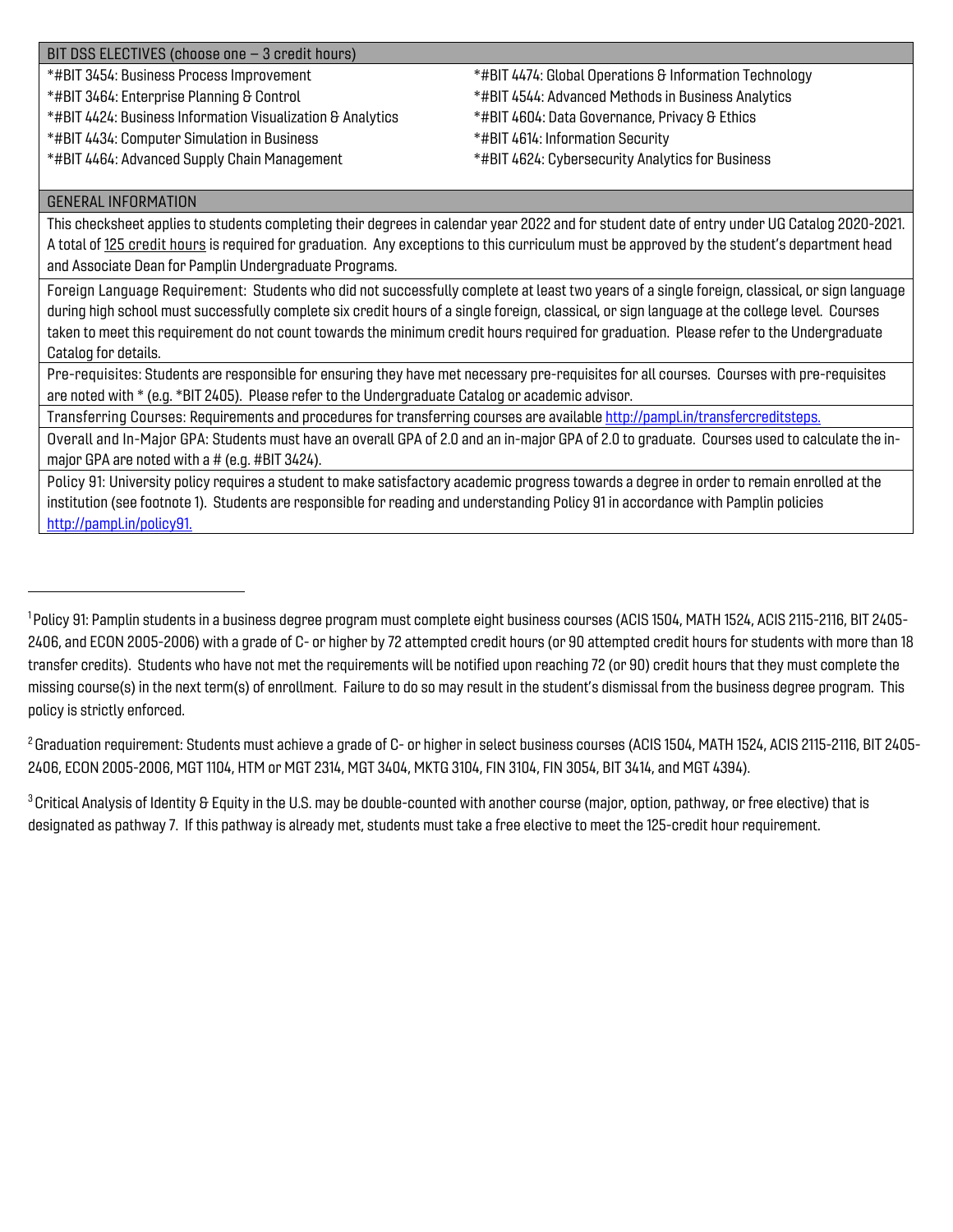## BIT DSS ELECTIVES (choose one – 3 credit hours)

*#BIT 3454: Business Process Improvement
*#BIT 3464: Enterprise Planning & Control
*#BIT 4424: Business Information Visualization & Analytics
*#BIT 4434: Computer Simulation in Business
*#BIT 4464: Advanced Supply Chain Management
*#BIT 4474: Global Operations & Information Technology
*#BIT 4544: Advanced Methods in Business Analytics
*#BIT 4604: Data Governance, Privacy & Ethics
*#BIT 4614: Information Security
*#BIT 4624: Cybersecurity Analytics for Business

## GENERAL INFORMATION

This checksheet applies to students completing their degrees in calendar year 2022 and for student date of entry under UG Catalog 2020-2021. A total of 125 credit hours is required for graduation. Any exceptions to this curriculum must be approved by the student's department head and Associate Dean for Pamplin Undergraduate Programs.

Foreign Language Requirement: Students who did not successfully complete at least two years of a single foreign, classical, or sign language during high school must successfully complete six credit hours of a single foreign, classical, or sign language at the college level. Courses taken to meet this requirement do not count towards the minimum credit hours required for graduation. Please refer to the Undergraduate Catalog for details.

Pre-requisites: Students are responsible for ensuring they have met necessary pre-requisites for all courses. Courses with pre-requisites are noted with * (e.g. *BIT 2405). Please refer to the Undergraduate Catalog or academic advisor.

Transferring Courses: Requirements and procedures for transferring courses are available http://pampl.in/transfercreditsteps.

Overall and In-Major GPA: Students must have an overall GPA of 2.0 and an in-major GPA of 2.0 to graduate. Courses used to calculate the in-major GPA are noted with a # (e.g. #BIT 3424).

Policy 91: University policy requires a student to make satisfactory academic progress towards a degree in order to remain enrolled at the institution (see footnote 1). Students are responsible for reading and understanding Policy 91 in accordance with Pamplin policies http://pampl.in/policy91.

---

[1] Policy 91: Pamplin students in a business degree program must complete eight business courses (ACIS 1504, MATH 1524, ACIS 2115-2116, BIT 2405-2406, and ECON 2005-2006) with a grade of C- or higher by 72 attempted credit hours (or 90 attempted credit hours for students with more than 18 transfer credits). Students who have not met the requirements will be notified upon reaching 72 (or 90) credit hours that they must complete the missing course(s) in the next term(s) of enrollment. Failure to do so may result in the student's dismissal from the business degree program. This policy is strictly enforced.

[2] Graduation requirement: Students must achieve a grade of C- or higher in select business courses (ACIS 1504, MATH 1524, ACIS 2115-2116, BIT 2405-2406, ECON 2005-2006, MGT 1104, HTM or MGT 2314, MGT 3404, MKTG 3104, FIN 3104, FIN 3054, BIT 3414, and MGT 4394).

[3] Critical Analysis of Identity & Equity in the U.S. may be double-counted with another course (major, option, pathway, or free elective) that is designated as pathway 7. If this pathway is already met, students must take a free elective to meet the 125-credit hour requirement.